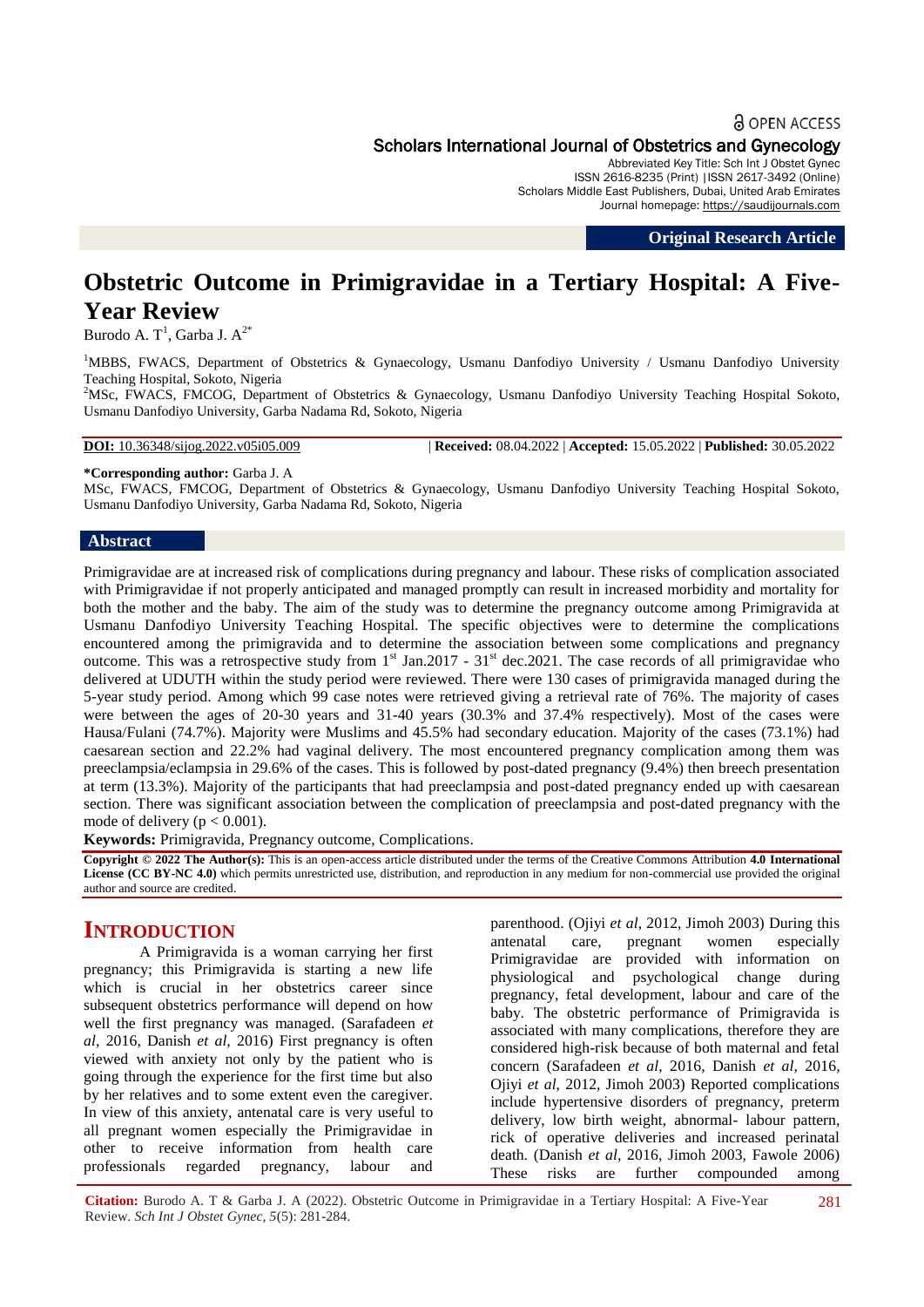Original Research Article

# Obstetric Outcome in Primigravidae in a Tertiary Hospital: A Five-Year Review

Burodo A. T[1], Garba J. A[2*]

[1]MBBS, FWACS, Department of Obstetrics & Gynaecology, Usmanu Danfodiyo University / Usmanu Danfodiyo University Teaching Hospital, Sokoto, Nigeria

[2]MSc, FWACS, FMCOG, Department of Obstetrics & Gynaecology, Usmanu Danfodiyo University Teaching Hospital Sokoto, Usmanu Danfodiyo University, Garba Nadama Rd, Sokoto, Nigeria

**DOI:** 10.36348/sijog.2022.v05i05.009 | **Received:** 08.04.2022 | **Accepted:** 15.05.2022 | **Published:** 30.05.2022

**\*Corresponding author:** Garba J. A

MSc, FWACS, FMCOG, Department of Obstetrics & Gynaecology, Usmanu Danfodiyo University Teaching Hospital Sokoto, Usmanu Danfodiyo University, Garba Nadama Rd, Sokoto, Nigeria

## Abstract

Primigravidae are at increased risk of complications during pregnancy and labour. These risks of complication associated with Primigravidae if not properly anticipated and managed promptly can result in increased morbidity and mortality for both the mother and the baby. The aim of the study was to determine the pregnancy outcome among Primigravida at Usmanu Danfodiyo University Teaching Hospital. The specific objectives were to determine the complications encountered among the primigravida and to determine the association between some complications and pregnancy outcome. This was a retrospective study from 1st Jan.2017 - 31st dec.2021. The case records of all primigravidae who delivered at UDUTH within the study period were reviewed. There were 130 cases of primigravida managed during the 5-year study period. Among which 99 case notes were retrieved giving a retrieval rate of 76%. The majority of cases were between the ages of 20-30 years and 31-40 years (30.3% and 37.4% respectively). Most of the cases were Hausa/Fulani (74.7%). Majority were Muslims and 45.5% had secondary education. Majority of the cases (73.1%) had caesarean section and 22.2% had vaginal delivery. The most encountered pregnancy complication among them was preeclampsia/eclampsia in 29.6% of the cases. This is followed by post-dated pregnancy (9.4%) then breech presentation at term (13.3%). Majority of the participants that had preeclampsia and post-dated pregnancy ended up with caesarean section. There was significant association between the complication of preeclampsia and post-dated pregnancy with the mode of delivery ($p < 0.001$).

**Keywords:** Primigravida, Pregnancy outcome, Complications.

**Copyright © 2022 The Author(s):** This is an open-access article distributed under the terms of the Creative Commons Attribution **4.0 International License (CC BY-NC 4.0)** which permits unrestricted use, distribution, and reproduction in any medium for non-commercial use provided the original author and source are credited.

## INTRODUCTION

A Primigravida is a woman carrying her first pregnancy; this Primigravida is starting a new life which is crucial in her obstetrics career since subsequent obstetrics performance will depend on how well the first pregnancy was managed. (Sarafadeen *et al*, 2016, Danish *et al*, 2016) First pregnancy is often viewed with anxiety not only by the patient who is going through the experience for the first time but also by her relatives and to some extent even the caregiver. In view of this anxiety, antenatal care is very useful to all pregnant women especially the Primigravidae in other to receive information from health care professionals regarded pregnancy, labour and parenthood. (Ojiyi *et al*, 2012, Jimoh 2003) During this antenatal care, pregnant women especially Primigravidae are provided with information on physiological and psychological change during pregnancy, fetal development, labour and care of the baby. The obstetric performance of Primigravida is associated with many complications, therefore they are considered high-risk because of both maternal and fetal concern (Sarafadeen *et al*, 2016, Danish *et al*, 2016, Ojiyi *et al*, 2012, Jimoh 2003) Reported complications include hypertensive disorders of pregnancy, preterm delivery, low birth weight, abnormal- labour pattern, rick of operative deliveries and increased perinatal death. (Danish *et al*, 2016, Jimoh 2003, Fawole 2006) These risks are further compounded among

**Citation:** Burodo A. T & Garba J. A (2022). Obstetric Outcome in Primigravidae in a Tertiary Hospital: A Five-Year Review. *Sch Int J Obstet Gynec, 5*(5): 281-284.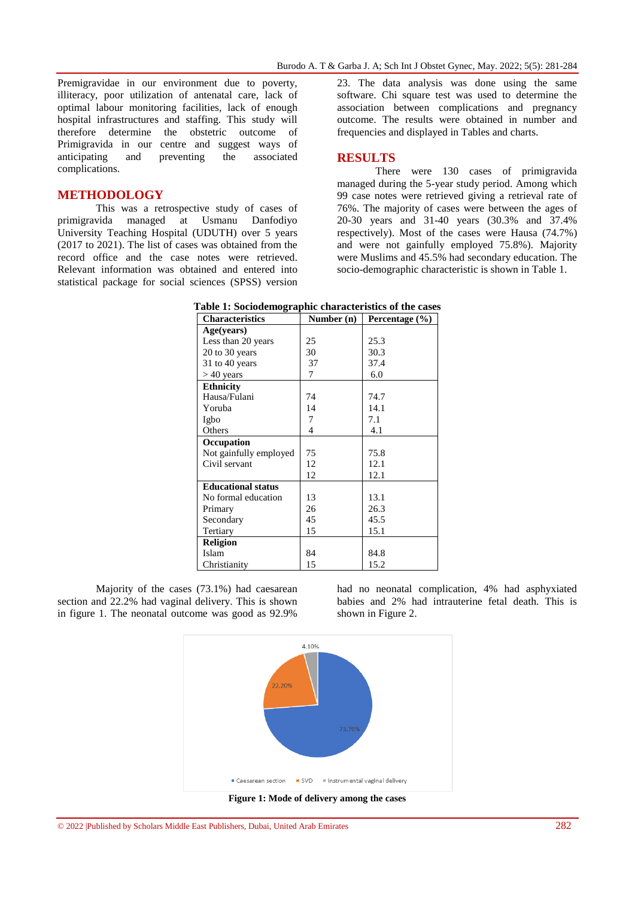Premigravidae in our environment due to poverty, illiteracy, poor utilization of antenatal care, lack of optimal labour monitoring facilities, lack of enough hospital infrastructures and staffing. This study will therefore determine the obstetric outcome of Primigravida in our centre and suggest ways of anticipating and preventing the associated complications.

## METHODOLOGY

This was a retrospective study of cases of primigravida managed at Usmanu Danfodiyo University Teaching Hospital (UDUTH) over 5 years (2017 to 2021). The list of cases was obtained from the record office and the case notes were retrieved. Relevant information was obtained and entered into statistical package for social sciences (SPSS) version 23. The data analysis was done using the same software. Chi square test was used to determine the association between complications and pregnancy outcome. The results were obtained in number and frequencies and displayed in Tables and charts.

## RESULTS

There were 130 cases of primigravida managed during the 5-year study period. Among which 99 case notes were retrieved giving a retrieval rate of 76%. The majority of cases were between the ages of 20-30 years and 31-40 years (30.3% and 37.4% respectively). Most of the cases were Hausa (74.7%) and were not gainfully employed 75.8%). Majority were Muslims and 45.5% had secondary education. The socio-demographic characteristic is shown in Table 1.

**Table 1: Sociodemographic characteristics of the cases**

| Characteristics | Number (n) | Percentage (%) |
|---|---|---|
| **Age(years)** | | |
| Less than 20 years | 25 | 25.3 |
| 20 to 30 years | 30 | 30.3 |
| 31 to 40 years | 37 | 37.4 |
| > 40 years | 7 | 6.0 |
| **Ethnicity** | | |
| Hausa/Fulani | 74 | 74.7 |
| Yoruba | 14 | 14.1 |
| Igbo | 7 | 7.1 |
| Others | 4 | 4.1 |
| **Occupation** | | |
| Not gainfully employed | 75 | 75.8 |
| Civil servant | 12 | 12.1 |
| | 12 | 12.1 |
| **Educational status** | | |
| No formal education | 13 | 13.1 |
| Primary | 26 | 26.3 |
| Secondary | 45 | 45.5 |
| Tertiary | 15 | 15.1 |
| **Religion** | | |
| Islam | 84 | 84.8 |
| Christianity | 15 | 15.2 |

Majority of the cases (73.1%) had caesarean section and 22.2% had vaginal delivery. This is shown in figure 1. The neonatal outcome was good as 92.9% had no neonatal complication, 4% had asphyxiated babies and 2% had intrauterine fetal death. This is shown in Figure 2.

**Figure 1: Mode of delivery among the cases**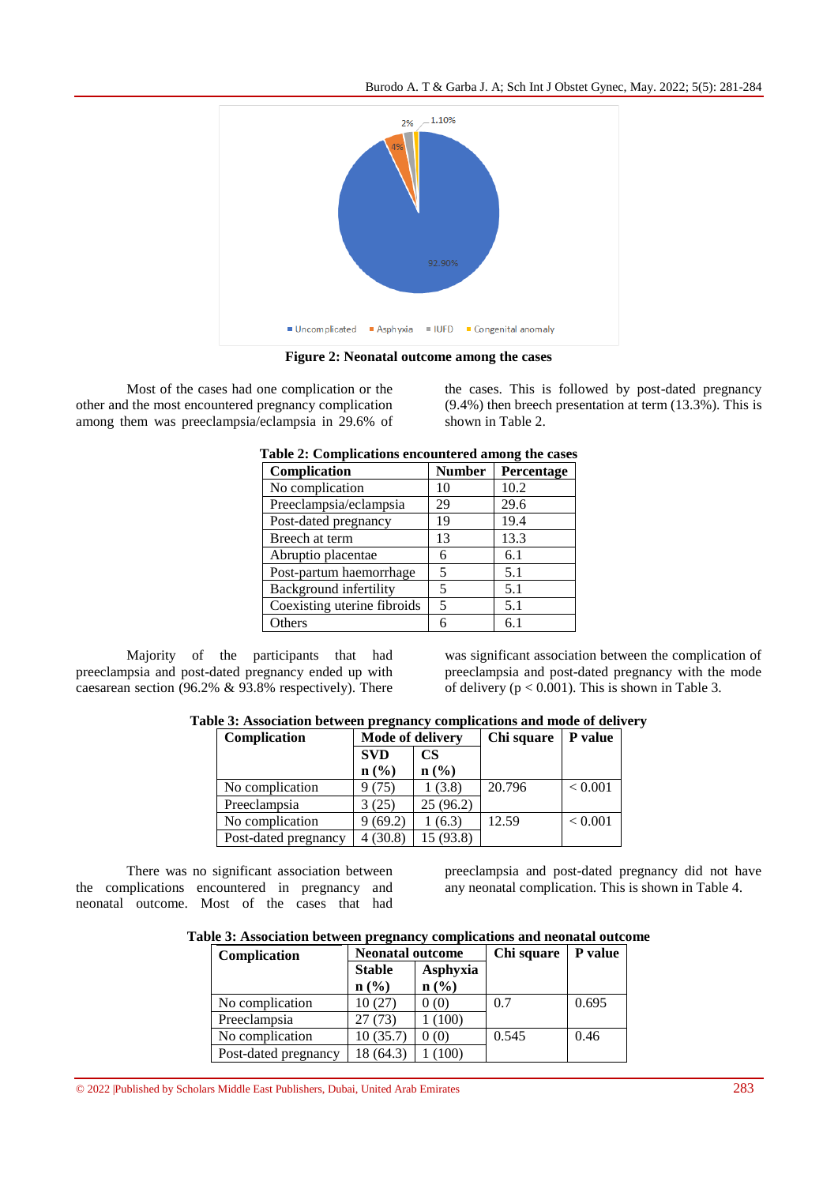Figure 2: Neonatal outcome among the cases

Most of the cases had one complication or the other and the most encountered pregnancy complication among them was preeclampsia/eclampsia in 29.6% of the cases. This is followed by post-dated pregnancy (9.4%) then breech presentation at term (13.3%). This is shown in Table 2.

**Table 2: Complications encountered among the cases**

| Complication | Number | Percentage |
|---|---|---|
| No complication | 10 | 10.2 |
| Preeclampsia/eclampsia | 29 | 29.6 |
| Post-dated pregnancy | 19 | 19.4 |
| Breech at term | 13 | 13.3 |
| Abruptio placentae | 6 | 6.1 |
| Post-partum haemorrhage | 5 | 5.1 |
| Background infertility | 5 | 5.1 |
| Coexisting uterine fibroids | 5 | 5.1 |
| Others | 6 | 6.1 |

Majority of the participants that had preeclampsia and post-dated pregnancy ended up with caesarean section (96.2% & 93.8% respectively). There was significant association between the complication of preeclampsia and post-dated pregnancy with the mode of delivery ($p < 0.001$). This is shown in Table 3.

**Table 3: Association between pregnancy complications and mode of delivery**

| Complication | Mode of delivery | | Chi square | P value |
|---|---|---|---|---|
| | SVD n (%) | CS n (%) | | |
| No complication | 9 (75) | 1 (3.8) | 20.796 | < 0.001 |
| Preeclampsia | 3 (25) | 25 (96.2) | | |
| No complication | 9 (69.2) | 1 (6.3) | 12.59 | < 0.001 |
| Post-dated pregnancy | 4 (30.8) | 15 (93.8) | | |

There was no significant association between the complications encountered in pregnancy and neonatal outcome. Most of the cases that had preeclampsia and post-dated pregnancy did not have any neonatal complication. This is shown in Table 4.

**Table 3: Association between pregnancy complications and neonatal outcome**

| Complication | Neonatal outcome | | Chi square | P value |
|---|---|---|---|---|
| | Stable n (%) | Asphyxia n (%) | | |
| No complication | 10 (27) | 0 (0) | 0.7 | 0.695 |
| Preeclampsia | 27 (73) | 1 (100) | | |
| No complication | 10 (35.7) | 0 (0) | 0.545 | 0.46 |
| Post-dated pregnancy | 18 (64.3) | 1 (100) | | |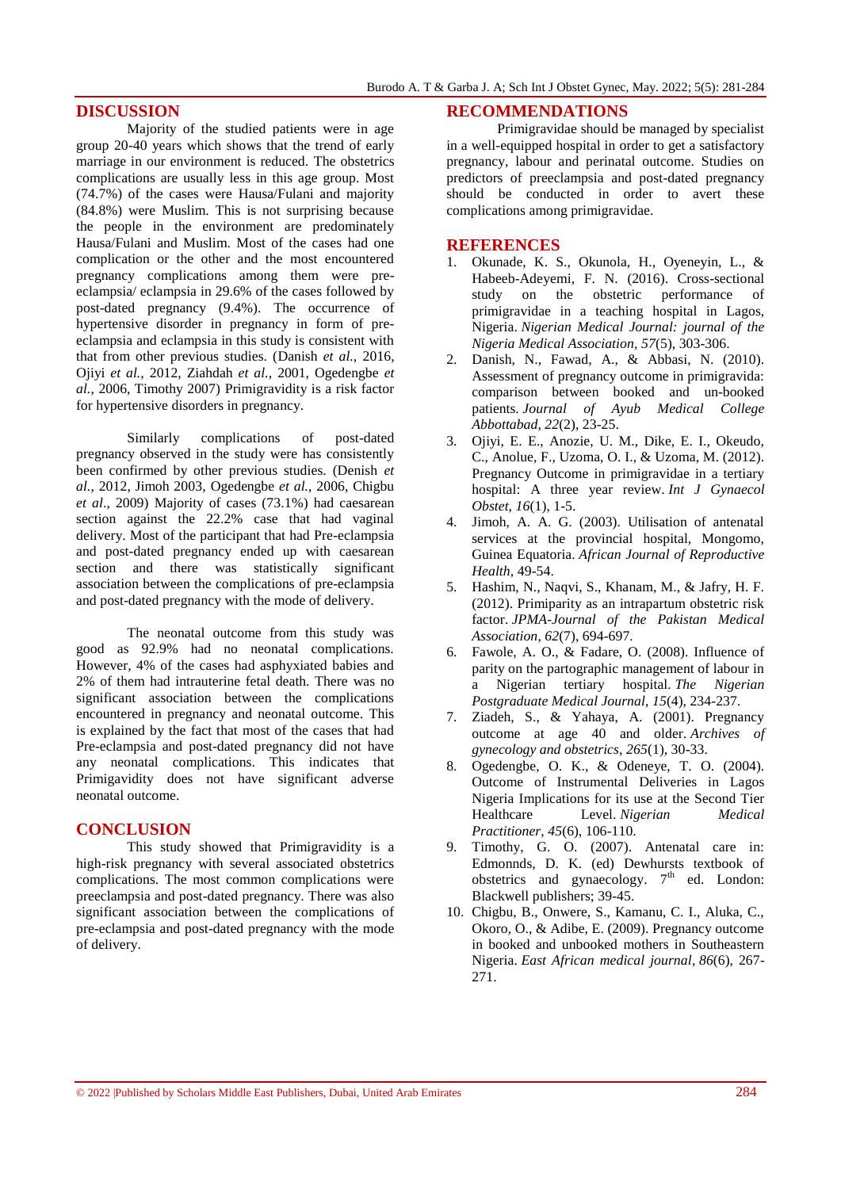## DISCUSSION

Majority of the studied patients were in age group 20-40 years which shows that the trend of early marriage in our environment is reduced. The obstetrics complications are usually less in this age group. Most (74.7%) of the cases were Hausa/Fulani and majority (84.8%) were Muslim. This is not surprising because the people in the environment are predominately Hausa/Fulani and Muslim. Most of the cases had one complication or the other and the most encountered pregnancy complications among them were pre-eclampsia/ eclampsia in 29.6% of the cases followed by post-dated pregnancy (9.4%). The occurrence of hypertensive disorder in pregnancy in form of pre-eclampsia and eclampsia in this study is consistent with that from other previous studies. (Danish *et al.*, 2016, Ojiyi *et al.*, 2012, Ziahdah *et al.*, 2001, Ogedengbe *et al.*, 2006, Timothy 2007) Primigravidity is a risk factor for hypertensive disorders in pregnancy.

Similarly complications of post-dated pregnancy observed in the study were has consistently been confirmed by other previous studies. (Denish *et al.*, 2012, Jimoh 2003, Ogedengbe *et al.*, 2006, Chigbu *et al*., 2009) Majority of cases (73.1%) had caesarean section against the 22.2% case that had vaginal delivery. Most of the participant that had Pre-eclampsia and post-dated pregnancy ended up with caesarean section and there was statistically significant association between the complications of pre-eclampsia and post-dated pregnancy with the mode of delivery.

The neonatal outcome from this study was good as 92.9% had no neonatal complications. However, 4% of the cases had asphyxiated babies and 2% of them had intrauterine fetal death. There was no significant association between the complications encountered in pregnancy and neonatal outcome. This is explained by the fact that most of the cases that had Pre-eclampsia and post-dated pregnancy did not have any neonatal complications. This indicates that Primigavidity does not have significant adverse neonatal outcome.

## CONCLUSION

This study showed that Primigravidity is a high-risk pregnancy with several associated obstetrics complications. The most common complications were preeclampsia and post-dated pregnancy. There was also significant association between the complications of pre-eclampsia and post-dated pregnancy with the mode of delivery.

## RECOMMENDATIONS

Primigravidae should be managed by specialist in a well-equipped hospital in order to get a satisfactory pregnancy, labour and perinatal outcome. Studies on predictors of preeclampsia and post-dated pregnancy should be conducted in order to avert these complications among primigravidae.

## REFERENCES

1. Okunade, K. S., Okunola, H., Oyeneyin, L., & Habeeb-Adeyemi, F. N. (2016). Cross-sectional study on the obstetric performance of primigravidae in a teaching hospital in Lagos, Nigeria. *Nigerian Medical Journal: journal of the Nigeria Medical Association*, *57*(5), 303-306.
2. Danish, N., Fawad, A., & Abbasi, N. (2010). Assessment of pregnancy outcome in primigravida: comparison between booked and un-booked patients. *Journal of Ayub Medical College Abbottabad*, *22*(2), 23-25.
3. Ojiyi, E. E., Anozie, U. M., Dike, E. I., Okeudo, C., Anolue, F., Uzoma, O. I., & Uzoma, M. (2012). Pregnancy Outcome in primigravidae in a tertiary hospital: A three year review. *Int J Gynaecol Obstet*, *16*(1), 1-5.
4. Jimoh, A. A. G. (2003). Utilisation of antenatal services at the provincial hospital, Mongomo, Guinea Equatoria. *African Journal of Reproductive Health*, 49-54.
5. Hashim, N., Naqvi, S., Khanam, M., & Jafry, H. F. (2012). Primiparity as an intrapartum obstetric risk factor. *JPMA-Journal of the Pakistan Medical Association*, *62*(7), 694-697.
6. Fawole, A. O., & Fadare, O. (2008). Influence of parity on the partographic management of labour in a Nigerian tertiary hospital. *The Nigerian Postgraduate Medical Journal*, *15*(4), 234-237.
7. Ziadeh, S., & Yahaya, A. (2001). Pregnancy outcome at age 40 and older. *Archives of gynecology and obstetrics*, *265*(1), 30-33.
8. Ogedengbe, O. K., & Odeneye, T. O. (2004). Outcome of Instrumental Deliveries in Lagos Nigeria Implications for its use at the Second Tier Healthcare Level. *Nigerian Medical Practitioner*, *45*(6), 106-110.
9. Timothy, G. O. (2007). Antenatal care in: Edmonnds, D. K. (ed) Dewhursts textbook of obstetrics and gynaecology. 7th ed. London: Blackwell publishers; 39-45.
10. Chigbu, B., Onwere, S., Kamanu, C. I., Aluka, C., Okoro, O., & Adibe, E. (2009). Pregnancy outcome in booked and unbooked mothers in Southeastern Nigeria. *East African medical journal*, *86*(6), 267-271.